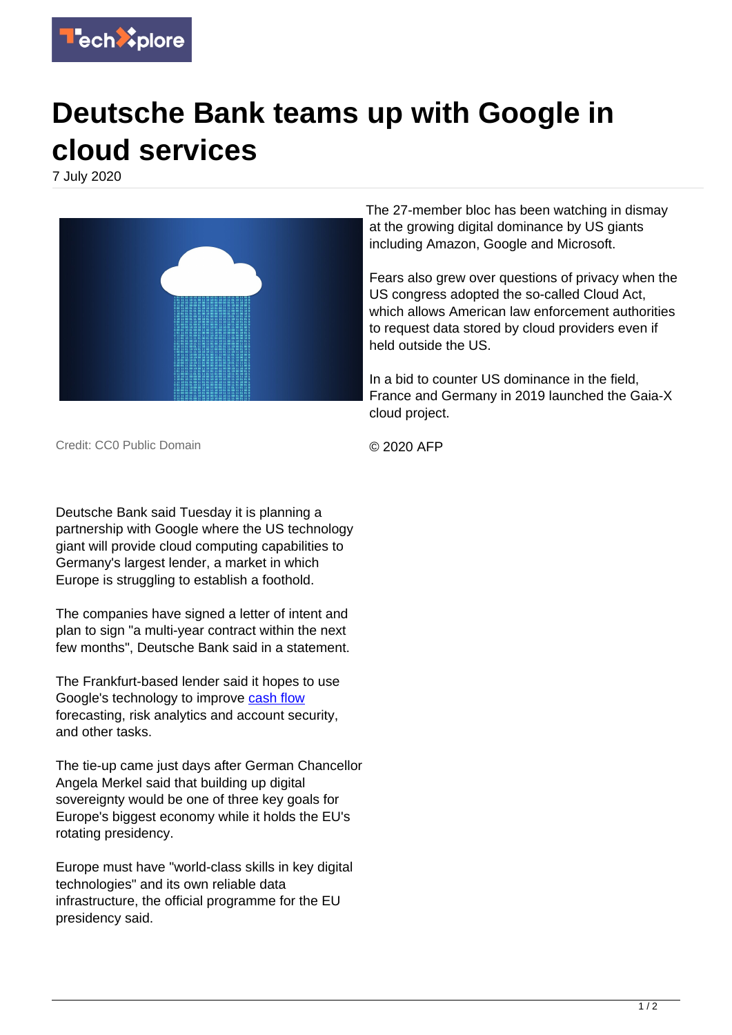# Deutsche Bank teams up with Google in cloud services

7 July 2020

Credit: CC0 Public Domain

Deutsche Bank said Tuesday it is planning a partnership with Google where the US technology giant will provide cloud computing capabilities to Germany's largest lender, a market in which Europe is struggling to establish a foothold.

The companies have signed a letter of intent and plan to sign "a multi-year contract within the next few months", Deutsche Bank said in a statement.

The Frankfurt-based lender said it hopes to use Google's technology to improve cash flow forecasting, risk analytics and account security, and other tasks.

The tie-up came just days after German Chancellor Angela Merkel said that building up digital sovereignty would be one of three key goals for Europe's biggest economy while it holds the EU's rotating presidency.

Europe must have "world-class skills in key digital technologies" and its own reliable data infrastructure, the official programme for the EU presidency said.

The 27-member bloc has been watching in dismay at the growing digital dominance by US giants including Amazon, Google and Microsoft.

Fears also grew over questions of privacy when the US congress adopted the so-called Cloud Act, which allows American law enforcement authorities to request data stored by cloud providers even if held outside the US.

In a bid to counter US dominance in the field, France and Germany in 2019 launched the Gaia-X cloud project.

© 2020 AFP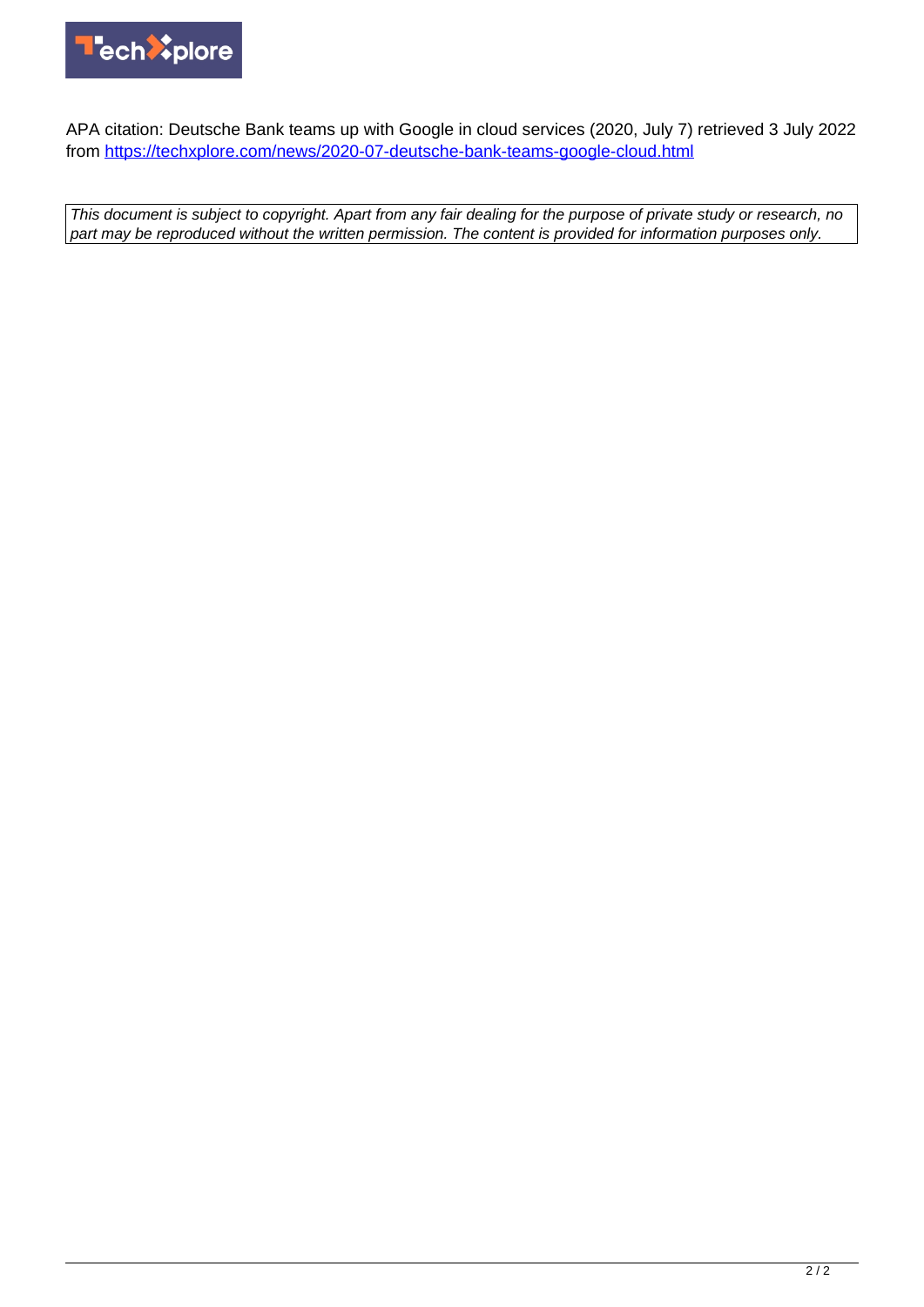APA citation: Deutsche Bank teams up with Google in cloud services (2020, July 7) retrieved 3 July 2022 from https://techxplore.com/news/2020-07-deutsche-bank-teams-google-cloud.html

*This document is subject to copyright. Apart from any fair dealing for the purpose of private study or research, no part may be reproduced without the written permission. The content is provided for information purposes only.*